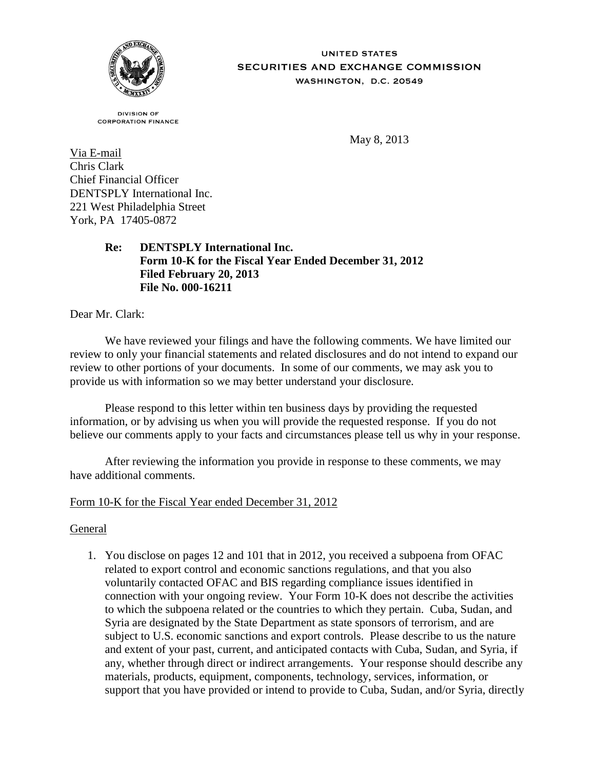UNITED STATES
SECURITIES AND EXCHANGE COMMISSION
WASHINGTON, D.C. 20549

DIVISION OF
CORPORATION FINANCE

May 8, 2013

Via E-mail
Chris Clark
Chief Financial Officer
DENTSPLY International Inc.
221 West Philadelphia Street
York, PA 17405-0872

**Re: DENTSPLY International Inc.**
**Form 10-K for the Fiscal Year Ended December 31, 2012**
**Filed February 20, 2013**
**File No. 000-16211**

Dear Mr. Clark:

We have reviewed your filings and have the following comments. We have limited our review to only your financial statements and related disclosures and do not intend to expand our review to other portions of your documents. In some of our comments, we may ask you to provide us with information so we may better understand your disclosure.

Please respond to this letter within ten business days by providing the requested information, or by advising us when you will provide the requested response. If you do not believe our comments apply to your facts and circumstances please tell us why in your response.

After reviewing the information you provide in response to these comments, we may have additional comments.

Form 10-K for the Fiscal Year ended December 31, 2012

General

1. You disclose on pages 12 and 101 that in 2012, you received a subpoena from OFAC related to export control and economic sanctions regulations, and that you also voluntarily contacted OFAC and BIS regarding compliance issues identified in connection with your ongoing review. Your Form 10-K does not describe the activities to which the subpoena related or the countries to which they pertain. Cuba, Sudan, and Syria are designated by the State Department as state sponsors of terrorism, and are subject to U.S. economic sanctions and export controls. Please describe to us the nature and extent of your past, current, and anticipated contacts with Cuba, Sudan, and Syria, if any, whether through direct or indirect arrangements. Your response should describe any materials, products, equipment, components, technology, services, information, or support that you have provided or intend to provide to Cuba, Sudan, and/or Syria, directly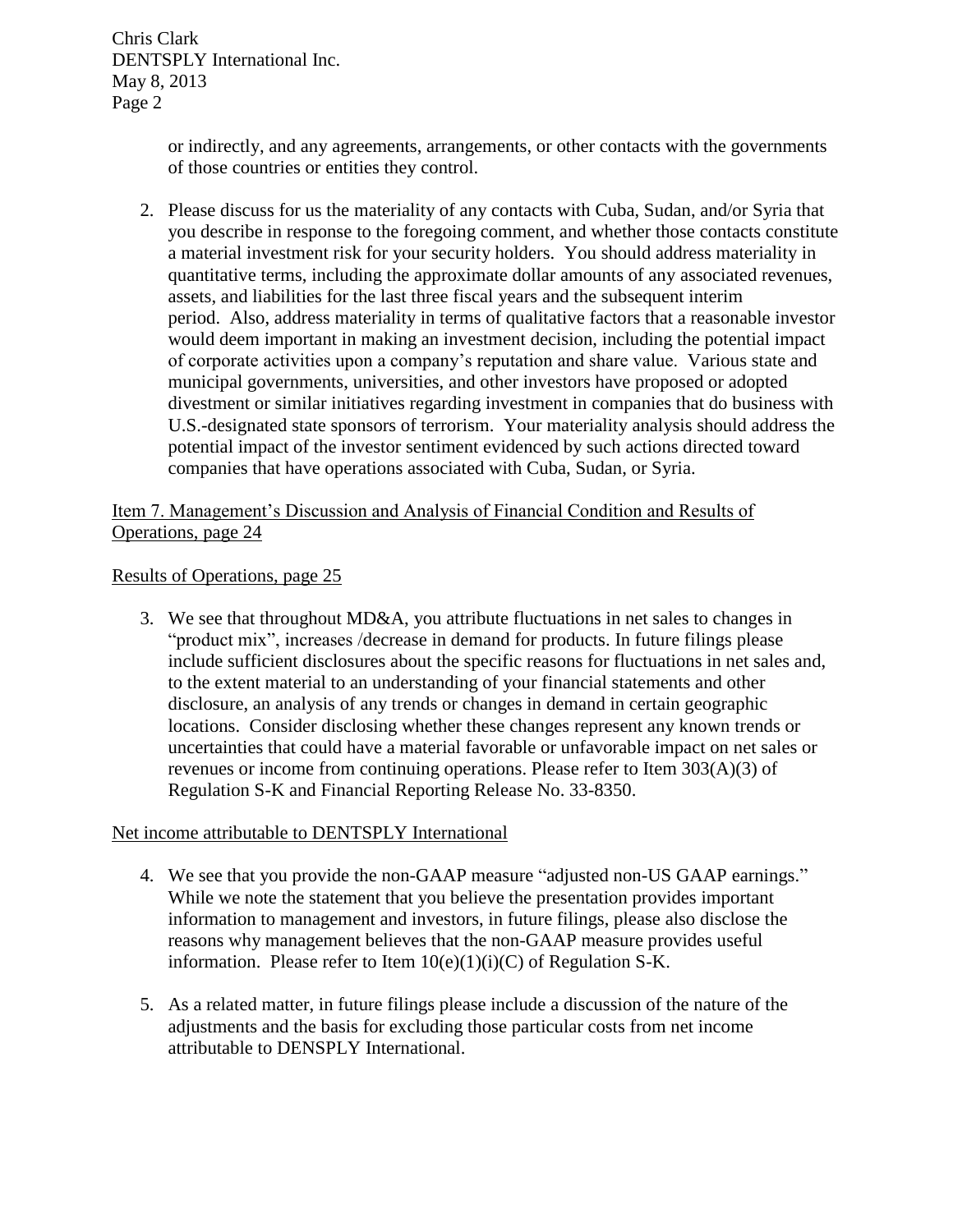or indirectly, and any agreements, arrangements, or other contacts with the governments of those countries or entities they control.

2. Please discuss for us the materiality of any contacts with Cuba, Sudan, and/or Syria that you describe in response to the foregoing comment, and whether those contacts constitute a material investment risk for your security holders. You should address materiality in quantitative terms, including the approximate dollar amounts of any associated revenues, assets, and liabilities for the last three fiscal years and the subsequent interim period. Also, address materiality in terms of qualitative factors that a reasonable investor would deem important in making an investment decision, including the potential impact of corporate activities upon a company's reputation and share value. Various state and municipal governments, universities, and other investors have proposed or adopted divestment or similar initiatives regarding investment in companies that do business with U.S.-designated state sponsors of terrorism. Your materiality analysis should address the potential impact of the investor sentiment evidenced by such actions directed toward companies that have operations associated with Cuba, Sudan, or Syria.

Item 7. Management's Discussion and Analysis of Financial Condition and Results of Operations, page 24

Results of Operations, page 25

3. We see that throughout MD&A, you attribute fluctuations in net sales to changes in "product mix", increases /decrease in demand for products. In future filings please include sufficient disclosures about the specific reasons for fluctuations in net sales and, to the extent material to an understanding of your financial statements and other disclosure, an analysis of any trends or changes in demand in certain geographic locations. Consider disclosing whether these changes represent any known trends or uncertainties that could have a material favorable or unfavorable impact on net sales or revenues or income from continuing operations. Please refer to Item 303(A)(3) of Regulation S-K and Financial Reporting Release No. 33-8350.

Net income attributable to DENTSPLY International

4. We see that you provide the non-GAAP measure "adjusted non-US GAAP earnings." While we note the statement that you believe the presentation provides important information to management and investors, in future filings, please also disclose the reasons why management believes that the non-GAAP measure provides useful information. Please refer to Item 10(e)(1)(i)(C) of Regulation S-K.

5. As a related matter, in future filings please include a discussion of the nature of the adjustments and the basis for excluding those particular costs from net income attributable to DENSPLY International.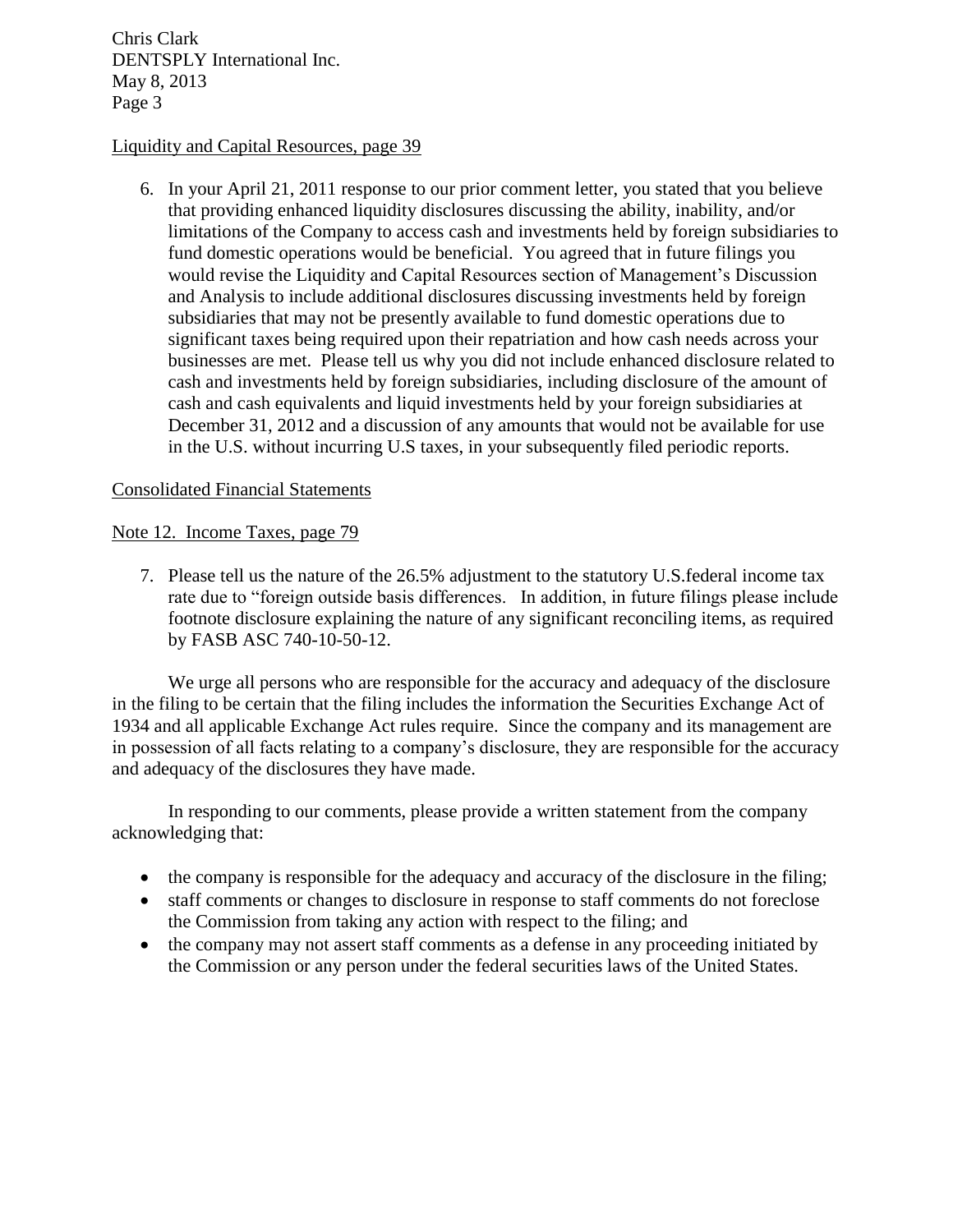Liquidity and Capital Resources, page 39

6. In your April 21, 2011 response to our prior comment letter, you stated that you believe that providing enhanced liquidity disclosures discussing the ability, inability, and/or limitations of the Company to access cash and investments held by foreign subsidiaries to fund domestic operations would be beneficial. You agreed that in future filings you would revise the Liquidity and Capital Resources section of Management's Discussion and Analysis to include additional disclosures discussing investments held by foreign subsidiaries that may not be presently available to fund domestic operations due to significant taxes being required upon their repatriation and how cash needs across your businesses are met. Please tell us why you did not include enhanced disclosure related to cash and investments held by foreign subsidiaries, including disclosure of the amount of cash and cash equivalents and liquid investments held by your foreign subsidiaries at December 31, 2012 and a discussion of any amounts that would not be available for use in the U.S. without incurring U.S taxes, in your subsequently filed periodic reports.

Consolidated Financial Statements

Note 12. Income Taxes, page 79

7. Please tell us the nature of the 26.5% adjustment to the statutory U.S.federal income tax rate due to "foreign outside basis differences. In addition, in future filings please include footnote disclosure explaining the nature of any significant reconciling items, as required by FASB ASC 740-10-50-12.

We urge all persons who are responsible for the accuracy and adequacy of the disclosure in the filing to be certain that the filing includes the information the Securities Exchange Act of 1934 and all applicable Exchange Act rules require. Since the company and its management are in possession of all facts relating to a company's disclosure, they are responsible for the accuracy and adequacy of the disclosures they have made.

In responding to our comments, please provide a written statement from the company acknowledging that:

- the company is responsible for the adequacy and accuracy of the disclosure in the filing;
- staff comments or changes to disclosure in response to staff comments do not foreclose the Commission from taking any action with respect to the filing; and
- the company may not assert staff comments as a defense in any proceeding initiated by the Commission or any person under the federal securities laws of the United States.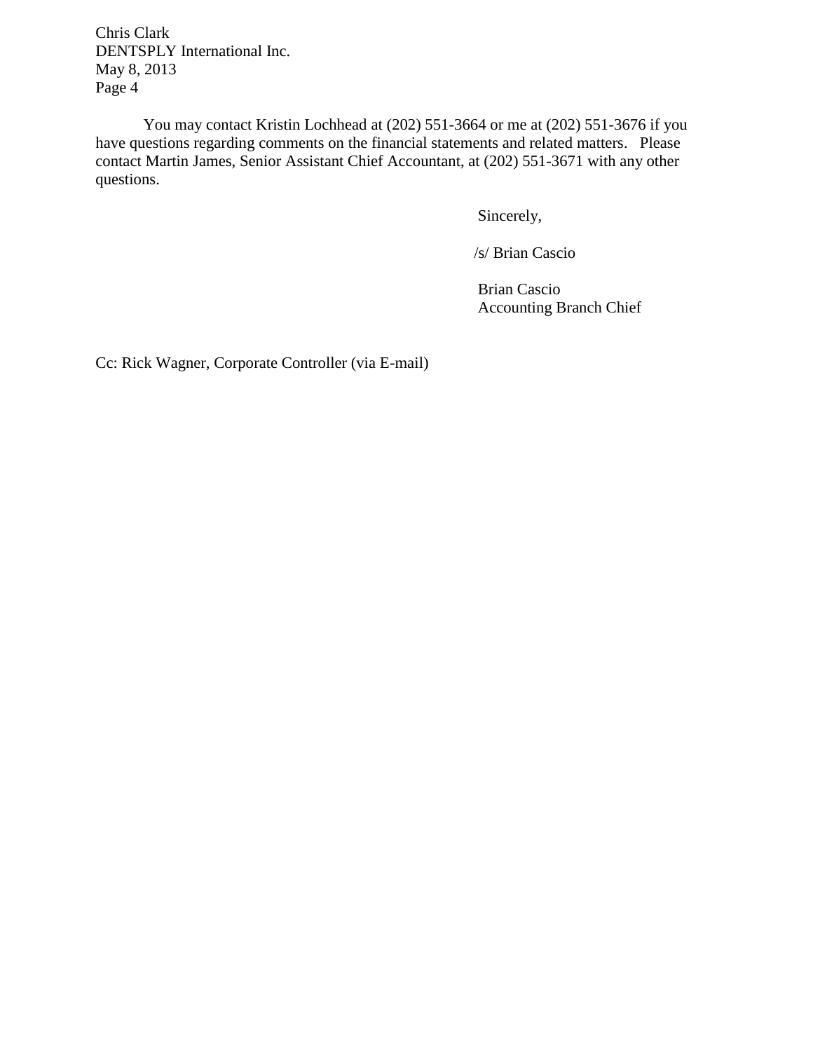You may contact Kristin Lochhead at (202) 551-3664 or me at (202) 551-3676 if you have questions regarding comments on the financial statements and related matters. Please contact Martin James, Senior Assistant Chief Accountant, at (202) 551-3671 with any other questions.

Sincerely,

/s/ Brian Cascio

Brian Cascio
Accounting Branch Chief

Cc: Rick Wagner, Corporate Controller (via E-mail)